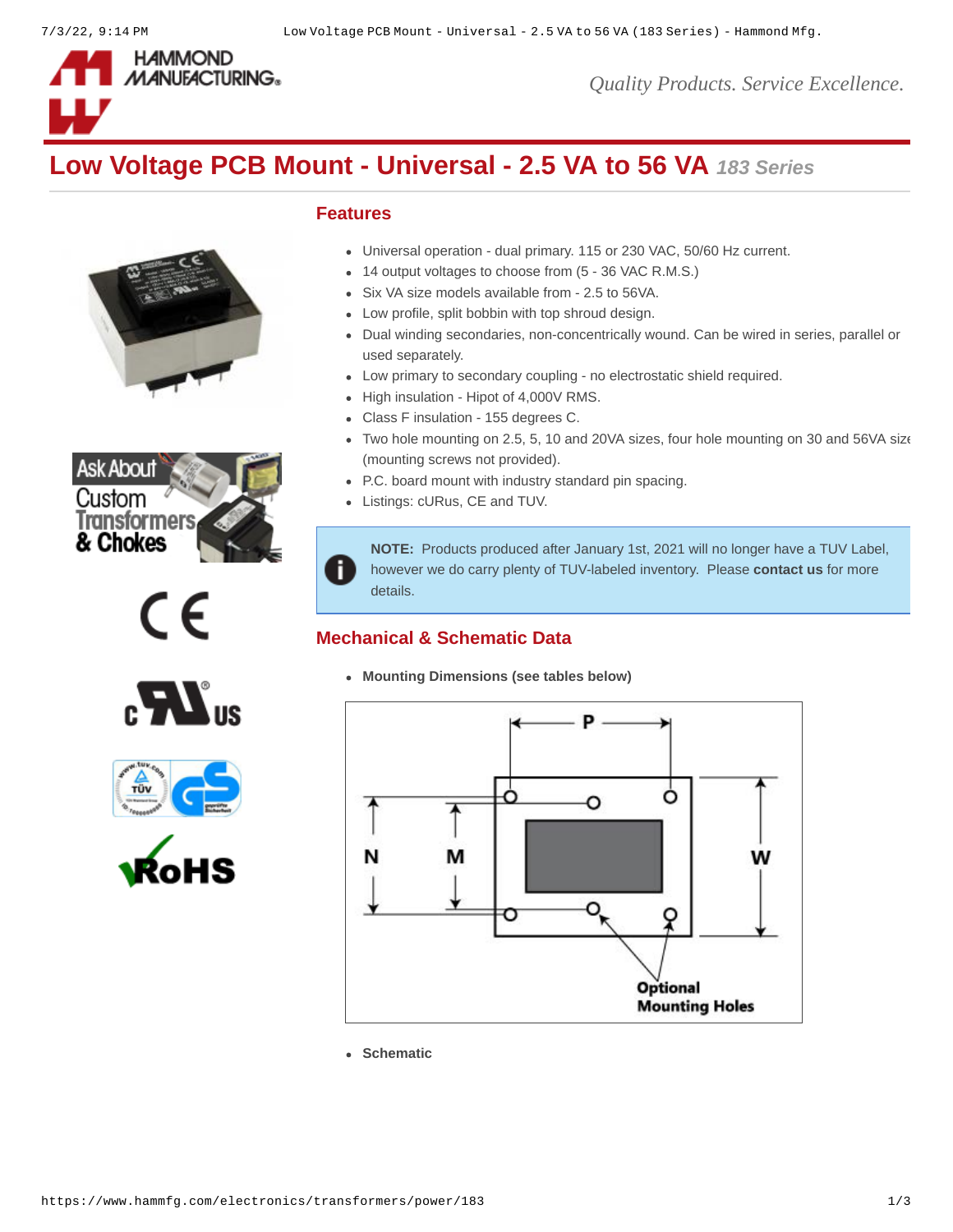# Low Voltage PCB Mount - Universal - 2.5 VA to 56 VA *183 Series*

## Features

- Universal operation - dual primary. 115 or 230 VAC, 50/60 Hz current.
- 14 output voltages to choose from (5 - 36 VAC R.M.S.)
- Six VA size models available from - 2.5 to 56VA.
- Low profile, split bobbin with top shroud design.
- Dual winding secondaries, non-concentrically wound. Can be wired in series, parallel or used separately.
- Low primary to secondary coupling - no electrostatic shield required.
- High insulation - Hipot of 4,000V RMS.
- Class F insulation - 155 degrees C.
- Two hole mounting on 2.5, 5, 10 and 20VA sizes, four hole mounting on 30 and 56VA sizes (mounting screws not provided).
- P.C. board mount with industry standard pin spacing.
- Listings: cURus, CE and TUV.

**NOTE:** Products produced after January 1st, 2021 will no longer have a TUV Label, however we do carry plenty of TUV-labeled inventory. Please **contact us** for more details.

## Mechanical & Schematic Data

- **Mounting Dimensions (see tables below)**

- **Schematic**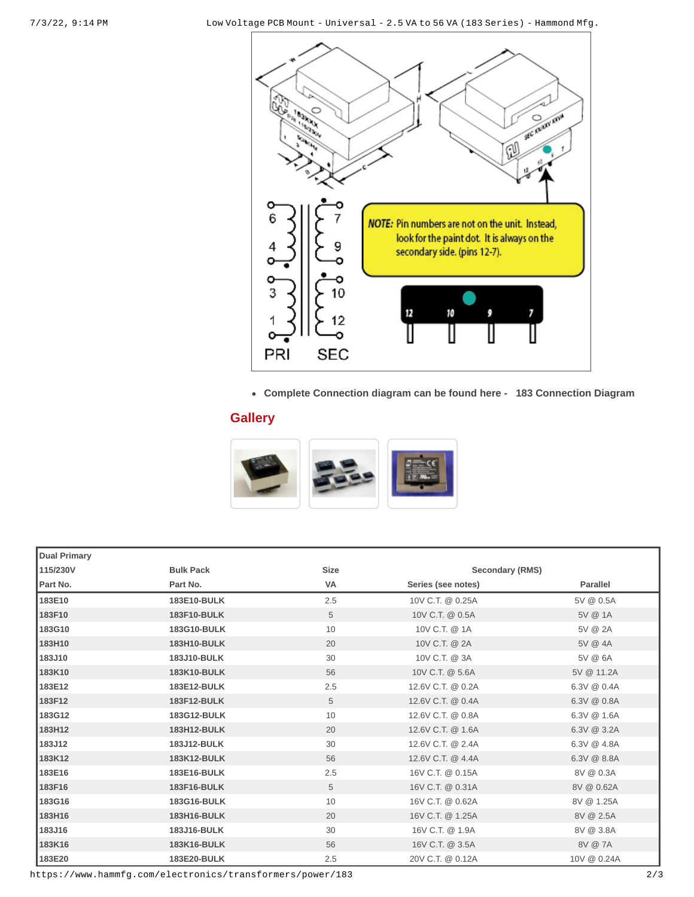NOTE: Pin numbers are not on the unit. Instead, look for the paint dot. It is always on the secondary side. (pins 12-7).

- **Complete Connection diagram can be found here - 183 Connection Diagram**

## Gallery

| Dual Primary 115/230V Part No. | Bulk Pack Part No. | Size VA | Secondary (RMS) Series (see notes) | Parallel |
|---|---|---|---|---|
| 183E10 | 183E10-BULK | 2.5 | 10V C.T. @ 0.25A | 5V @ 0.5A |
| 183F10 | 183F10-BULK | 5 | 10V C.T. @ 0.5A | 5V @ 1A |
| 183G10 | 183G10-BULK | 10 | 10V C.T. @ 1A | 5V @ 2A |
| 183H10 | 183H10-BULK | 20 | 10V C.T. @ 2A | 5V @ 4A |
| 183J10 | 183J10-BULK | 30 | 10V C.T. @ 3A | 5V @ 6A |
| 183K10 | 183K10-BULK | 56 | 10V C.T. @ 5.6A | 5V @ 11.2A |
| 183E12 | 183E12-BULK | 2.5 | 12.6V C.T. @ 0.2A | 6.3V @ 0.4A |
| 183F12 | 183F12-BULK | 5 | 12.6V C.T. @ 0.4A | 6.3V @ 0.8A |
| 183G12 | 183G12-BULK | 10 | 12.6V C.T. @ 0.8A | 6.3V @ 1.6A |
| 183H12 | 183H12-BULK | 20 | 12.6V C.T. @ 1.6A | 6.3V @ 3.2A |
| 183J12 | 183J12-BULK | 30 | 12.6V C.T. @ 2.4A | 6.3V @ 4.8A |
| 183K12 | 183K12-BULK | 56 | 12.6V C.T. @ 4.4A | 6.3V @ 8.8A |
| 183E16 | 183E16-BULK | 2.5 | 16V C.T. @ 0.15A | 8V @ 0.3A |
| 183F16 | 183F16-BULK | 5 | 16V C.T. @ 0.31A | 8V @ 0.62A |
| 183G16 | 183G16-BULK | 10 | 16V C.T. @ 0.62A | 8V @ 1.25A |
| 183H16 | 183H16-BULK | 20 | 16V C.T. @ 1.25A | 8V @ 2.5A |
| 183J16 | 183J16-BULK | 30 | 16V C.T. @ 1.9A | 8V @ 3.8A |
| 183K16 | 183K16-BULK | 56 | 16V C.T. @ 3.5A | 8V @ 7A |
| 183E20 | 183E20-BULK | 2.5 | 20V C.T. @ 0.12A | 10V @ 0.24A |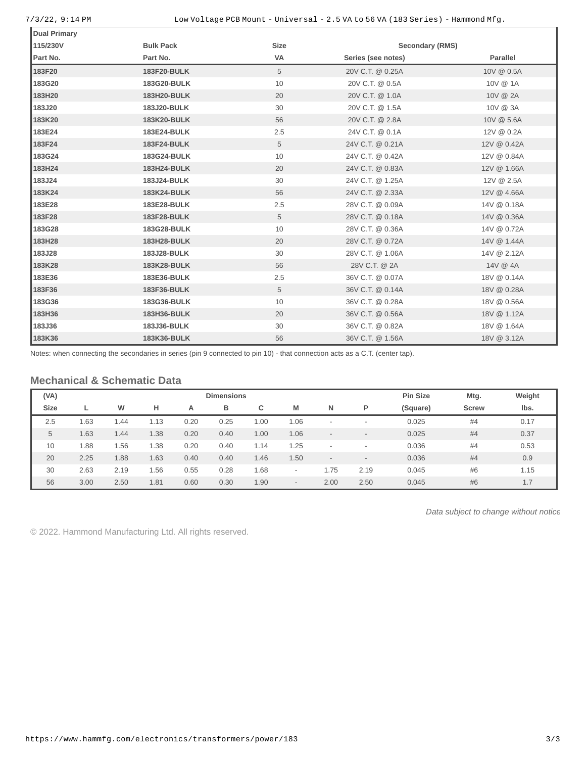| Dual Primary | | | | |
|---|---|---|---|---|
| 115/230V | Bulk Pack | Size | Secondary (RMS) | |
| Part No. | Part No. | VA | Series (see notes) | Parallel |
| 183F20 | 183F20-BULK | 5 | 20V C.T. @ 0.25A | 10V @ 0.5A |
| 183G20 | 183G20-BULK | 10 | 20V C.T. @ 0.5A | 10V @ 1A |
| 183H20 | 183H20-BULK | 20 | 20V C.T. @ 1.0A | 10V @ 2A |
| 183J20 | 183J20-BULK | 30 | 20V C.T. @ 1.5A | 10V @ 3A |
| 183K20 | 183K20-BULK | 56 | 20V C.T. @ 2.8A | 10V @ 5.6A |
| 183E24 | 183E24-BULK | 2.5 | 24V C.T. @ 0.1A | 12V @ 0.2A |
| 183F24 | 183F24-BULK | 5 | 24V C.T. @ 0.21A | 12V @ 0.42A |
| 183G24 | 183G24-BULK | 10 | 24V C.T. @ 0.42A | 12V @ 0.84A |
| 183H24 | 183H24-BULK | 20 | 24V C.T. @ 0.83A | 12V @ 1.66A |
| 183J24 | 183J24-BULK | 30 | 24V C.T. @ 1.25A | 12V @ 2.5A |
| 183K24 | 183K24-BULK | 56 | 24V C.T. @ 2.33A | 12V @ 4.66A |
| 183E28 | 183E28-BULK | 2.5 | 28V C.T. @ 0.09A | 14V @ 0.18A |
| 183F28 | 183F28-BULK | 5 | 28V C.T. @ 0.18A | 14V @ 0.36A |
| 183G28 | 183G28-BULK | 10 | 28V C.T. @ 0.36A | 14V @ 0.72A |
| 183H28 | 183H28-BULK | 20 | 28V C.T. @ 0.72A | 14V @ 1.44A |
| 183J28 | 183J28-BULK | 30 | 28V C.T. @ 1.06A | 14V @ 2.12A |
| 183K28 | 183K28-BULK | 56 | 28V C.T. @ 2A | 14V @ 4A |
| 183E36 | 183E36-BULK | 2.5 | 36V C.T. @ 0.07A | 18V @ 0.14A |
| 183F36 | 183F36-BULK | 5 | 36V C.T. @ 0.14A | 18V @ 0.28A |
| 183G36 | 183G36-BULK | 10 | 36V C.T. @ 0.28A | 18V @ 0.56A |
| 183H36 | 183H36-BULK | 20 | 36V C.T. @ 0.56A | 18V @ 1.12A |
| 183J36 | 183J36-BULK | 30 | 36V C.T. @ 0.82A | 18V @ 1.64A |
| 183K36 | 183K36-BULK | 56 | 36V C.T. @ 1.56A | 18V @ 3.12A |

Notes: when connecting the secondaries in series (pin 9 connected to pin 10) - that connection acts as a C.T. (center tap).

## Mechanical & Schematic Data

| (VA) | Dimensions | | | | | | | | | Pin Size | Mtg. | Weight |
|---|---|---|---|---|---|---|---|---|---|---|---|---|
| Size | L | W | H | A | B | C | M | N | P | (Square) | Screw | lbs. |
| 2.5 | 1.63 | 1.44 | 1.13 | 0.20 | 0.25 | 1.00 | 1.06 | - | - | 0.025 | #4 | 0.17 |
| 5 | 1.63 | 1.44 | 1.38 | 0.20 | 0.40 | 1.00 | 1.06 | - | - | 0.025 | #4 | 0.37 |
| 10 | 1.88 | 1.56 | 1.38 | 0.20 | 0.40 | 1.14 | 1.25 | - | - | 0.036 | #4 | 0.53 |
| 20 | 2.25 | 1.88 | 1.63 | 0.40 | 0.40 | 1.46 | 1.50 | - | - | 0.036 | #4 | 0.9 |
| 30 | 2.63 | 2.19 | 1.56 | 0.55 | 0.28 | 1.68 | - | 1.75 | 2.19 | 0.045 | #6 | 1.15 |
| 56 | 3.00 | 2.50 | 1.81 | 0.60 | 0.30 | 1.90 | - | 2.00 | 2.50 | 0.045 | #6 | 1.7 |

*Data subject to change without notice*

© 2022. Hammond Manufacturing Ltd. All rights reserved.